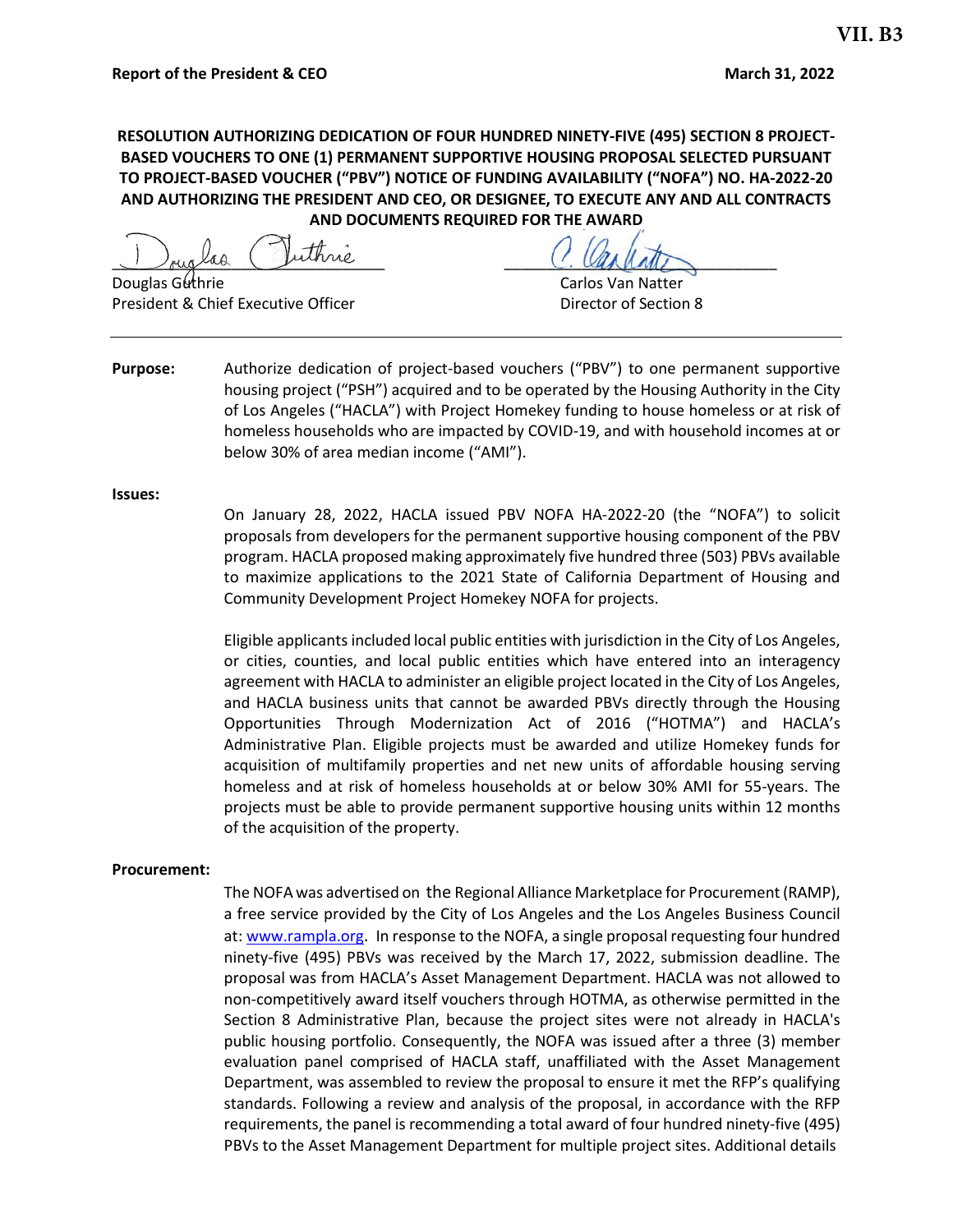VII. B3

**Report of the President & CEO** **March 31, 2022**

**RESOLUTION AUTHORIZING DEDICATION OF FOUR HUNDRED NINETY-FIVE (495) SECTION 8 PROJECT-BASED VOUCHERS TO ONE (1) PERMANENT SUPPORTIVE HOUSING PROPOSAL SELECTED PURSUANT TO PROJECT-BASED VOUCHER ("PBV") NOTICE OF FUNDING AVAILABILITY ("NOFA") NO. HA-2022-20 AND AUTHORIZING THE PRESIDENT AND CEO, OR DESIGNEE, TO EXECUTE ANY AND ALL CONTRACTS AND DOCUMENTS REQUIRED FOR THE AWARD**

Douglas Guthrie
President & Chief Executive Officer

Carlos Van Natter
Director of Section 8

---

**Purpose:** Authorize dedication of project-based vouchers ("PBV") to one permanent supportive housing project ("PSH") acquired and to be operated by the Housing Authority in the City of Los Angeles ("HACLA") with Project Homekey funding to house homeless or at risk of homeless households who are impacted by COVID-19, and with household incomes at or below 30% of area median income ("AMI").

**Issues:**

On January 28, 2022, HACLA issued PBV NOFA HA-2022-20 (the "NOFA") to solicit proposals from developers for the permanent supportive housing component of the PBV program. HACLA proposed making approximately five hundred three (503) PBVs available to maximize applications to the 2021 State of California Department of Housing and Community Development Project Homekey NOFA for projects.

Eligible applicants included local public entities with jurisdiction in the City of Los Angeles, or cities, counties, and local public entities which have entered into an interagency agreement with HACLA to administer an eligible project located in the City of Los Angeles, and HACLA business units that cannot be awarded PBVs directly through the Housing Opportunities Through Modernization Act of 2016 ("HOTMA") and HACLA's Administrative Plan. Eligible projects must be awarded and utilize Homekey funds for acquisition of multifamily properties and net new units of affordable housing serving homeless and at risk of homeless households at or below 30% AMI for 55-years. The projects must be able to provide permanent supportive housing units within 12 months of the acquisition of the property.

**Procurement:**

The NOFA was advertised on the Regional Alliance Marketplace for Procurement (RAMP), a free service provided by the City of Los Angeles and the Los Angeles Business Council at: [www.rampla.org](http://www.rampla.org). In response to the NOFA, a single proposal requesting four hundred ninety-five (495) PBVs was received by the March 17, 2022, submission deadline. The proposal was from HACLA's Asset Management Department. HACLA was not allowed to non-competitively award itself vouchers through HOTMA, as otherwise permitted in the Section 8 Administrative Plan, because the project sites were not already in HACLA's public housing portfolio. Consequently, the NOFA was issued after a three (3) member evaluation panel comprised of HACLA staff, unaffiliated with the Asset Management Department, was assembled to review the proposal to ensure it met the RFP's qualifying standards. Following a review and analysis of the proposal, in accordance with the RFP requirements, the panel is recommending a total award of four hundred ninety-five (495) PBVs to the Asset Management Department for multiple project sites. Additional details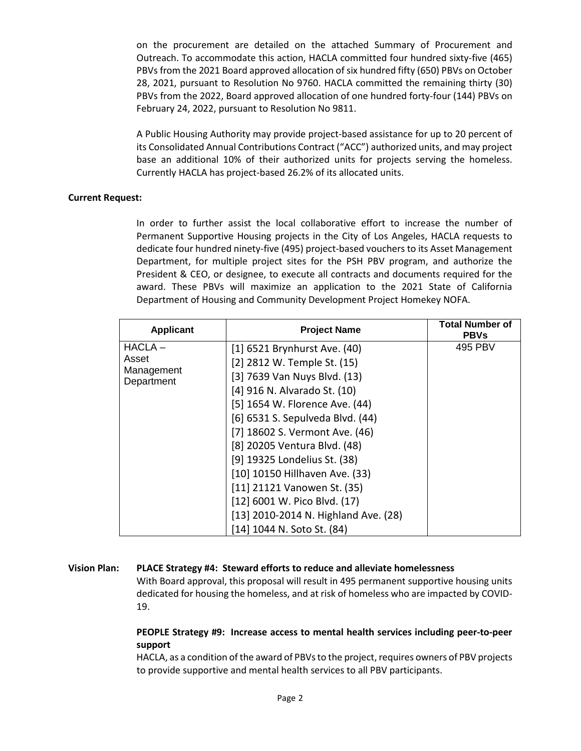on the procurement are detailed on the attached Summary of Procurement and Outreach. To accommodate this action, HACLA committed four hundred sixty-five (465) PBVs from the 2021 Board approved allocation of six hundred fifty (650) PBVs on October 28, 2021, pursuant to Resolution No 9760. HACLA committed the remaining thirty (30) PBVs from the 2022, Board approved allocation of one hundred forty-four (144) PBVs on February 24, 2022, pursuant to Resolution No 9811.

A Public Housing Authority may provide project-based assistance for up to 20 percent of its Consolidated Annual Contributions Contract ("ACC") authorized units, and may project base an additional 10% of their authorized units for projects serving the homeless. Currently HACLA has project-based 26.2% of its allocated units.

**Current Request:**

In order to further assist the local collaborative effort to increase the number of Permanent Supportive Housing projects in the City of Los Angeles, HACLA requests to dedicate four hundred ninety-five (495) project-based vouchers to its Asset Management Department, for multiple project sites for the PSH PBV program, and authorize the President & CEO, or designee, to execute all contracts and documents required for the award. These PBVs will maximize an application to the 2021 State of California Department of Housing and Community Development Project Homekey NOFA.

| Applicant | Project Name | Total Number of PBVs |
|---|---|---|
| HACLA – Asset Management Department | [1] 6521 Brynhurst Ave. (40)<br>[2] 2812 W. Temple St. (15)<br>[3] 7639 Van Nuys Blvd. (13)<br>[4] 916 N. Alvarado St. (10)<br>[5] 1654 W. Florence Ave. (44)<br>[6] 6531 S. Sepulveda Blvd. (44)<br>[7] 18602 S. Vermont Ave. (46)<br>[8] 20205 Ventura Blvd. (48)<br>[9] 19325 Londelius St. (38)<br>[10] 10150 Hillhaven Ave. (33)<br>[11] 21121 Vanowen St. (35)<br>[12] 6001 W. Pico Blvd. (17)<br>[13] 2010-2014 N. Highland Ave. (28)<br>[14] 1044 N. Soto St. (84) | 495 PBV |

**Vision Plan:** **PLACE Strategy #4: Steward efforts to reduce and alleviate homelessness**

With Board approval, this proposal will result in 495 permanent supportive housing units dedicated for housing the homeless, and at risk of homeless who are impacted by COVID-19.

**PEOPLE Strategy #9: Increase access to mental health services including peer-to-peer support**

HACLA, as a condition of the award of PBVs to the project, requires owners of PBV projects to provide supportive and mental health services to all PBV participants.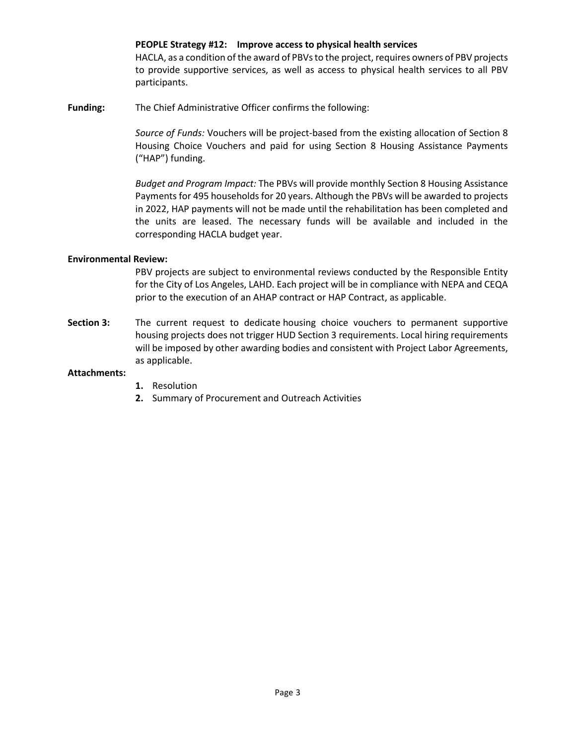**PEOPLE Strategy #12: Improve access to physical health services**

HACLA, as a condition of the award of PBVs to the project, requires owners of PBV projects to provide supportive services, as well as access to physical health services to all PBV participants.

**Funding:** The Chief Administrative Officer confirms the following:

*Source of Funds:* Vouchers will be project-based from the existing allocation of Section 8 Housing Choice Vouchers and paid for using Section 8 Housing Assistance Payments ("HAP") funding.

*Budget and Program Impact:* The PBVs will provide monthly Section 8 Housing Assistance Payments for 495 households for 20 years. Although the PBVs will be awarded to projects in 2022, HAP payments will not be made until the rehabilitation has been completed and the units are leased. The necessary funds will be available and included in the corresponding HACLA budget year.

**Environmental Review:**

PBV projects are subject to environmental reviews conducted by the Responsible Entity for the City of Los Angeles, LAHD. Each project will be in compliance with NEPA and CEQA prior to the execution of an AHAP contract or HAP Contract, as applicable.

**Section 3:** The current request to dedicate housing choice vouchers to permanent supportive housing projects does not trigger HUD Section 3 requirements. Local hiring requirements will be imposed by other awarding bodies and consistent with Project Labor Agreements, as applicable.

**Attachments:**

1. Resolution
2. Summary of Procurement and Outreach Activities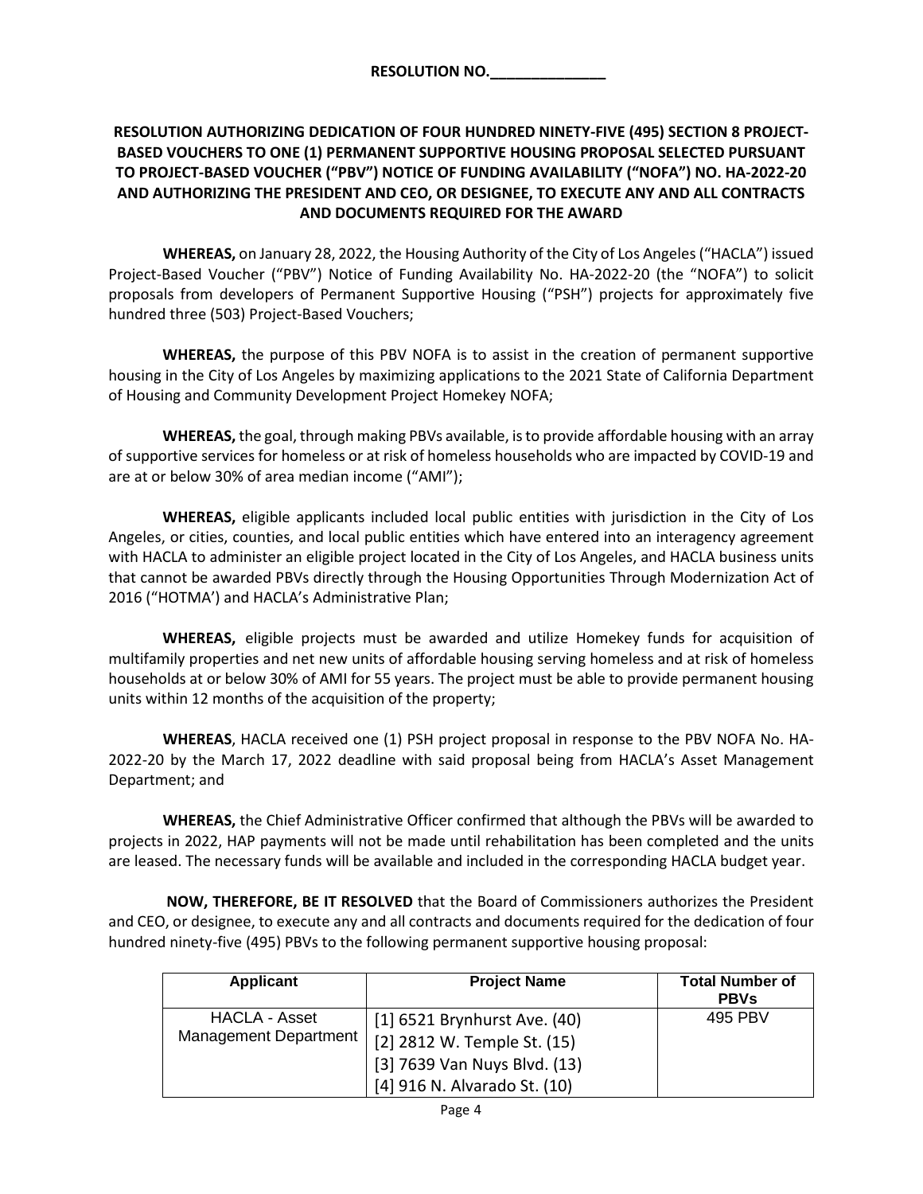**RESOLUTION NO.______________**

**RESOLUTION AUTHORIZING DEDICATION OF FOUR HUNDRED NINETY-FIVE (495) SECTION 8 PROJECT-BASED VOUCHERS TO ONE (1) PERMANENT SUPPORTIVE HOUSING PROPOSAL SELECTED PURSUANT TO PROJECT-BASED VOUCHER ("PBV") NOTICE OF FUNDING AVAILABILITY ("NOFA") NO. HA-2022-20 AND AUTHORIZING THE PRESIDENT AND CEO, OR DESIGNEE, TO EXECUTE ANY AND ALL CONTRACTS AND DOCUMENTS REQUIRED FOR THE AWARD**

**WHEREAS,** on January 28, 2022, the Housing Authority of the City of Los Angeles ("HACLA") issued Project-Based Voucher ("PBV") Notice of Funding Availability No. HA-2022-20 (the "NOFA") to solicit proposals from developers of Permanent Supportive Housing ("PSH") projects for approximately five hundred three (503) Project-Based Vouchers;

**WHEREAS,** the purpose of this PBV NOFA is to assist in the creation of permanent supportive housing in the City of Los Angeles by maximizing applications to the 2021 State of California Department of Housing and Community Development Project Homekey NOFA;

**WHEREAS,** the goal, through making PBVs available, is to provide affordable housing with an array of supportive services for homeless or at risk of homeless households who are impacted by COVID-19 and are at or below 30% of area median income ("AMI");

**WHEREAS,** eligible applicants included local public entities with jurisdiction in the City of Los Angeles, or cities, counties, and local public entities which have entered into an interagency agreement with HACLA to administer an eligible project located in the City of Los Angeles, and HACLA business units that cannot be awarded PBVs directly through the Housing Opportunities Through Modernization Act of 2016 ("HOTMA') and HACLA's Administrative Plan;

**WHEREAS,** eligible projects must be awarded and utilize Homekey funds for acquisition of multifamily properties and net new units of affordable housing serving homeless and at risk of homeless households at or below 30% of AMI for 55 years. The project must be able to provide permanent housing units within 12 months of the acquisition of the property;

**WHEREAS**, HACLA received one (1) PSH project proposal in response to the PBV NOFA No. HA-2022-20 by the March 17, 2022 deadline with said proposal being from HACLA's Asset Management Department; and

**WHEREAS,** the Chief Administrative Officer confirmed that although the PBVs will be awarded to projects in 2022, HAP payments will not be made until rehabilitation has been completed and the units are leased. The necessary funds will be available and included in the corresponding HACLA budget year.

**NOW, THEREFORE, BE IT RESOLVED** that the Board of Commissioners authorizes the President and CEO, or designee, to execute any and all contracts and documents required for the dedication of four hundred ninety-five (495) PBVs to the following permanent supportive housing proposal:

| Applicant | Project Name | Total Number of PBVs |
|---|---|---|
| HACLA - Asset Management Department | [1] 6521 Brynhurst Ave. (40)<br>[2] 2812 W. Temple St. (15)<br>[3] 7639 Van Nuys Blvd. (13)<br>[4] 916 N. Alvarado St. (10) | 495 PBV |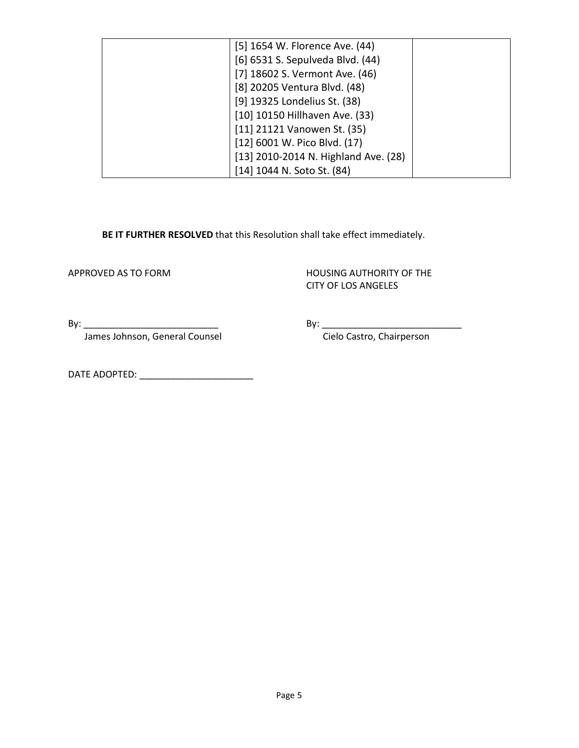| | | |
|---|---|---|
| | [5] 1654 W. Florence Ave. (44)<br>[6] 6531 S. Sepulveda Blvd. (44)<br>[7] 18602 S. Vermont Ave. (46)<br>[8] 20205 Ventura Blvd. (48)<br>[9] 19325 Londelius St. (38)<br>[10] 10150 Hillhaven Ave. (33)<br>[11] 21121 Vanowen St. (35)<br>[12] 6001 W. Pico Blvd. (17)<br>[13] 2010-2014 N. Highland Ave. (28)<br>[14] 1044 N. Soto St. (84) | |

**BE IT FURTHER RESOLVED** that this Resolution shall take effect immediately.

APPROVED AS TO FORM

By: ___________________________
James Johnson, General Counsel

HOUSING AUTHORITY OF THE CITY OF LOS ANGELES

By: ___________________________
Cielo Castro, Chairperson

DATE ADOPTED: ______________________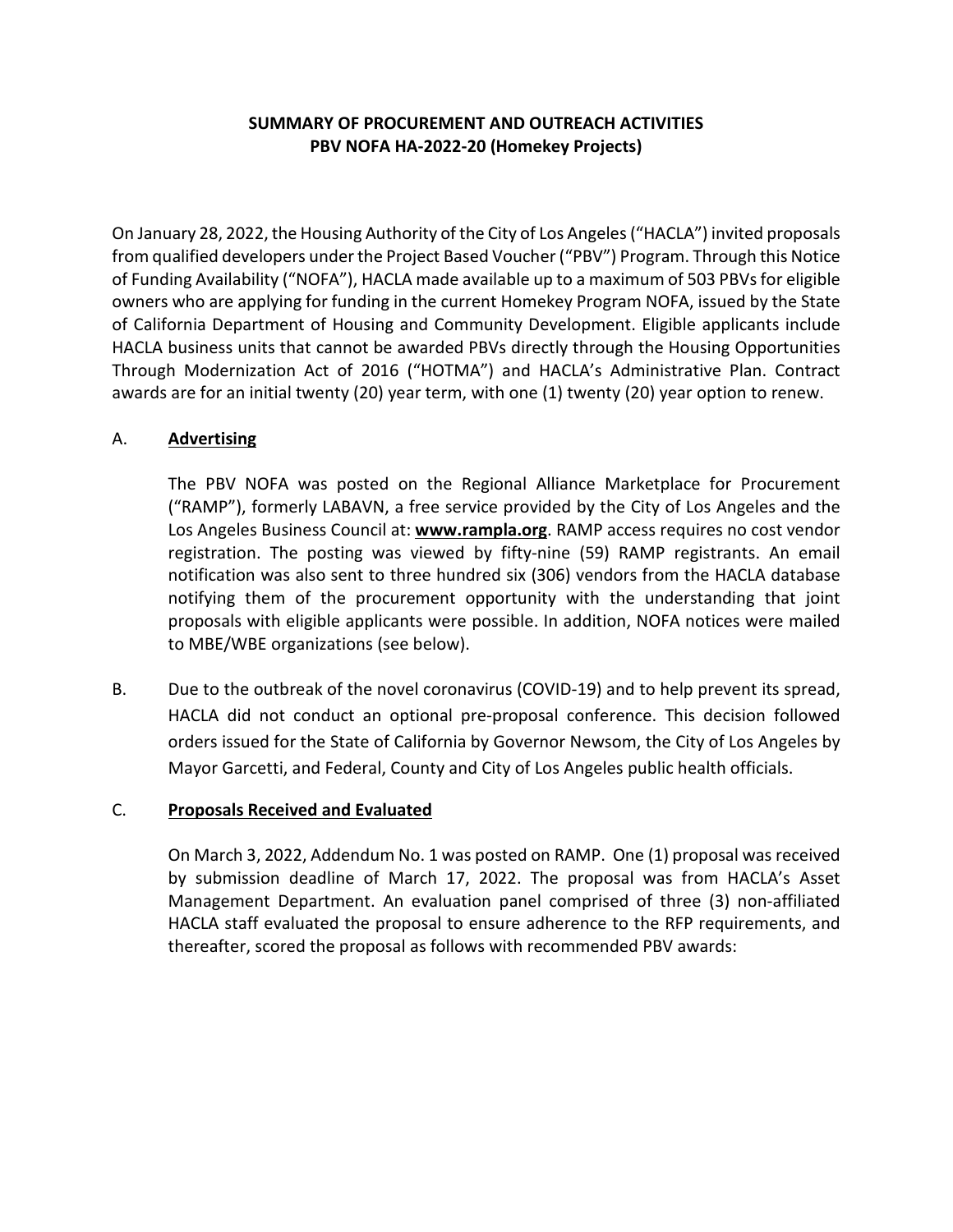**SUMMARY OF PROCUREMENT AND OUTREACH ACTIVITIES**
**PBV NOFA HA-2022-20 (Homekey Projects)**

On January 28, 2022, the Housing Authority of the City of Los Angeles ("HACLA") invited proposals from qualified developers under the Project Based Voucher ("PBV") Program. Through this Notice of Funding Availability ("NOFA"), HACLA made available up to a maximum of 503 PBVs for eligible owners who are applying for funding in the current Homekey Program NOFA, issued by the State of California Department of Housing and Community Development. Eligible applicants include HACLA business units that cannot be awarded PBVs directly through the Housing Opportunities Through Modernization Act of 2016 ("HOTMA") and HACLA's Administrative Plan. Contract awards are for an initial twenty (20) year term, with one (1) twenty (20) year option to renew.

A. **Advertising**

The PBV NOFA was posted on the Regional Alliance Marketplace for Procurement ("RAMP"), formerly LABAVN, a free service provided by the City of Los Angeles and the Los Angeles Business Council at: **www.rampla.org**. RAMP access requires no cost vendor registration. The posting was viewed by fifty-nine (59) RAMP registrants. An email notification was also sent to three hundred six (306) vendors from the HACLA database notifying them of the procurement opportunity with the understanding that joint proposals with eligible applicants were possible. In addition, NOFA notices were mailed to MBE/WBE organizations (see below).

B. Due to the outbreak of the novel coronavirus (COVID-19) and to help prevent its spread, HACLA did not conduct an optional pre-proposal conference. This decision followed orders issued for the State of California by Governor Newsom, the City of Los Angeles by Mayor Garcetti, and Federal, County and City of Los Angeles public health officials.

C. **Proposals Received and Evaluated**

On March 3, 2022, Addendum No. 1 was posted on RAMP. One (1) proposal was received by submission deadline of March 17, 2022. The proposal was from HACLA's Asset Management Department. An evaluation panel comprised of three (3) non-affiliated HACLA staff evaluated the proposal to ensure adherence to the RFP requirements, and thereafter, scored the proposal as follows with recommended PBV awards: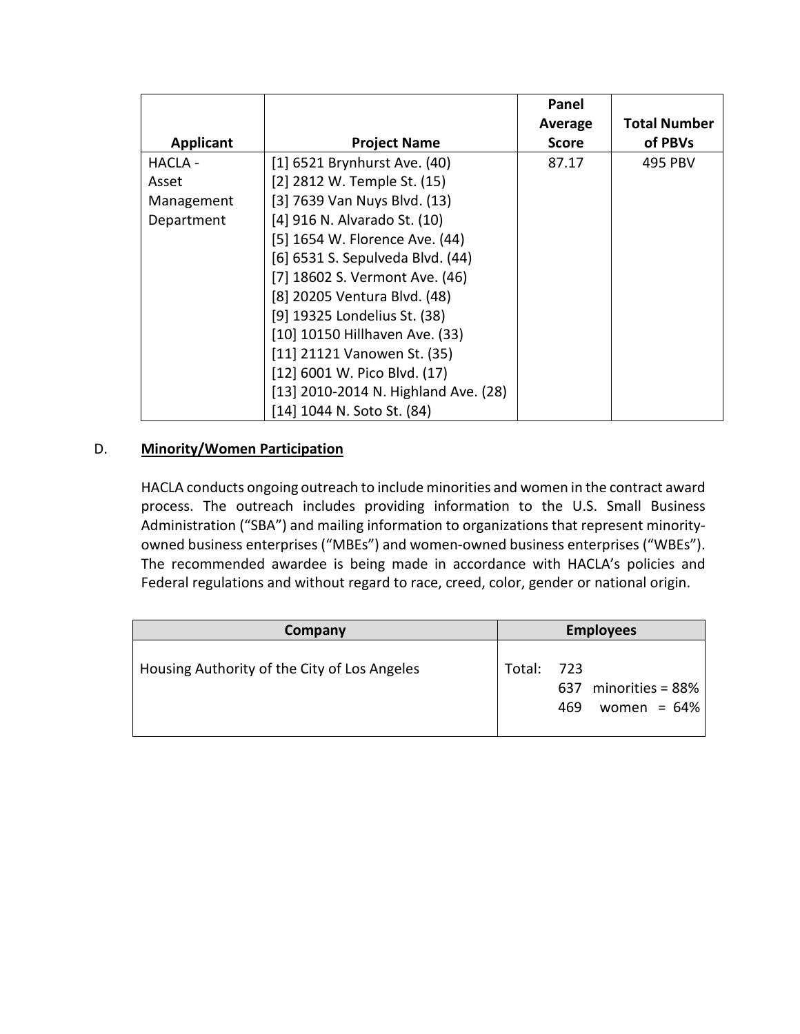| Applicant | Project Name | Panel Average Score | Total Number of PBVs |
|---|---|---|---|
| HACLA - Asset Management Department | [1] 6521 Brynhurst Ave. (40)<br>[2] 2812 W. Temple St. (15)<br>[3] 7639 Van Nuys Blvd. (13)<br>[4] 916 N. Alvarado St. (10)<br>[5] 1654 W. Florence Ave. (44)<br>[6] 6531 S. Sepulveda Blvd. (44)<br>[7] 18602 S. Vermont Ave. (46)<br>[8] 20205 Ventura Blvd. (48)<br>[9] 19325 Londelius St. (38)<br>[10] 10150 Hillhaven Ave. (33)<br>[11] 21121 Vanowen St. (35)<br>[12] 6001 W. Pico Blvd. (17)<br>[13] 2010-2014 N. Highland Ave. (28)<br>[14] 1044 N. Soto St. (84) | 87.17 | 495 PBV |

D. **Minority/Women Participation**

HACLA conducts ongoing outreach to include minorities and women in the contract award process. The outreach includes providing information to the U.S. Small Business Administration ("SBA") and mailing information to organizations that represent minority-owned business enterprises ("MBEs") and women-owned business enterprises ("WBEs"). The recommended awardee is being made in accordance with HACLA's policies and Federal regulations and without regard to race, creed, color, gender or national origin.

| Company | Employees |
|---|---|
| Housing Authority of the City of Los Angeles | Total: 723<br>637 minorities = 88%<br>469 women = 64% |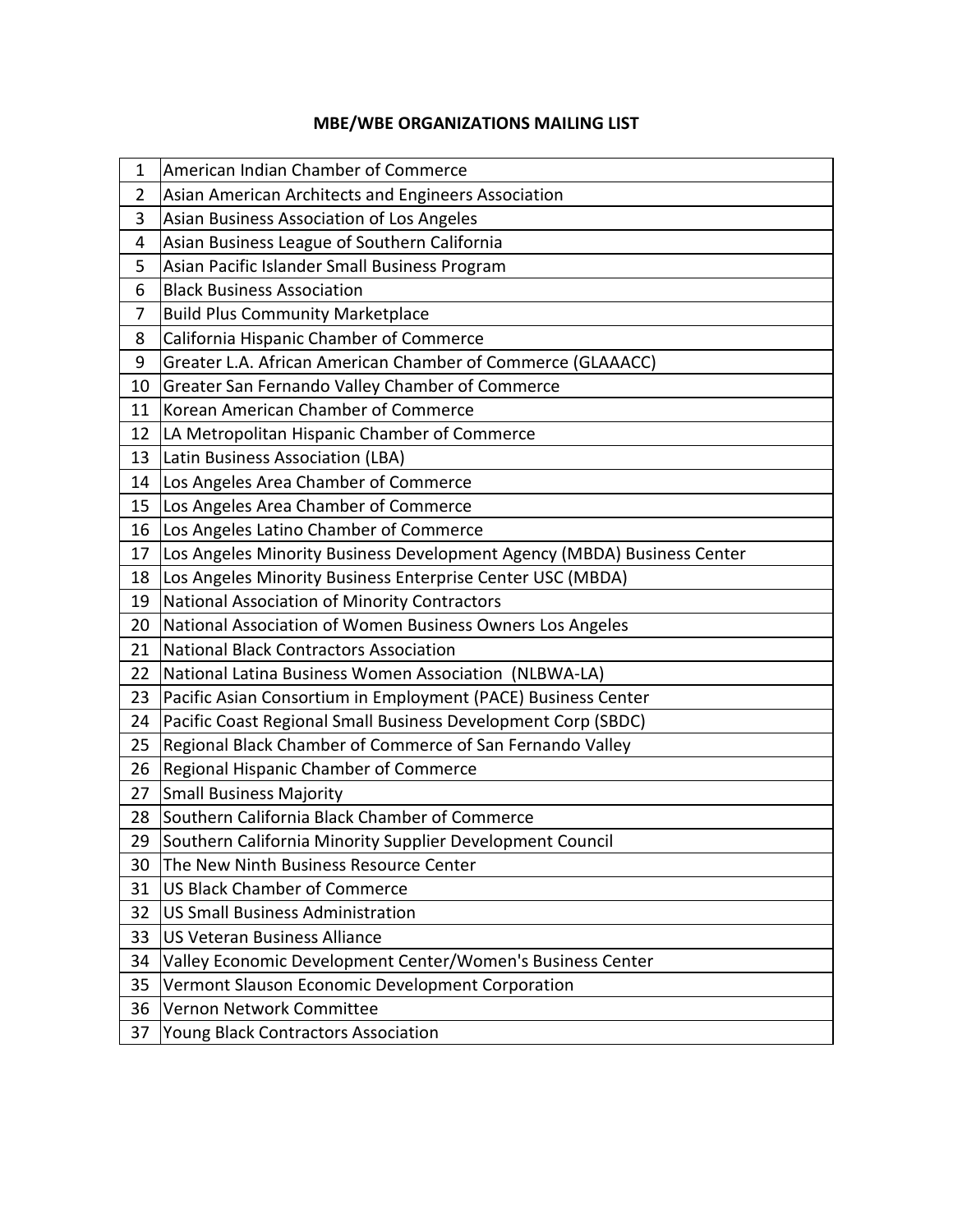**MBE/WBE ORGANIZATIONS MAILING LIST**

| | |
|---|---|
| 1 | American Indian Chamber of Commerce |
| 2 | Asian American Architects and Engineers Association |
| 3 | Asian Business Association of Los Angeles |
| 4 | Asian Business League of Southern California |
| 5 | Asian Pacific Islander Small Business Program |
| 6 | Black Business Association |
| 7 | Build Plus Community Marketplace |
| 8 | California Hispanic Chamber of Commerce |
| 9 | Greater L.A. African American Chamber of Commerce (GLAAACC) |
| 10 | Greater San Fernando Valley Chamber of Commerce |
| 11 | Korean American Chamber of Commerce |
| 12 | LA Metropolitan Hispanic Chamber of Commerce |
| 13 | Latin Business Association (LBA) |
| 14 | Los Angeles Area Chamber of Commerce |
| 15 | Los Angeles Area Chamber of Commerce |
| 16 | Los Angeles Latino Chamber of Commerce |
| 17 | Los Angeles Minority Business Development Agency (MBDA) Business Center |
| 18 | Los Angeles Minority Business Enterprise Center USC (MBDA) |
| 19 | National Association of Minority Contractors |
| 20 | National Association of Women Business Owners Los Angeles |
| 21 | National Black Contractors Association |
| 22 | National Latina Business Women Association (NLBWA-LA) |
| 23 | Pacific Asian Consortium in Employment (PACE) Business Center |
| 24 | Pacific Coast Regional Small Business Development Corp (SBDC) |
| 25 | Regional Black Chamber of Commerce of San Fernando Valley |
| 26 | Regional Hispanic Chamber of Commerce |
| 27 | Small Business Majority |
| 28 | Southern California Black Chamber of Commerce |
| 29 | Southern California Minority Supplier Development Council |
| 30 | The New Ninth Business Resource Center |
| 31 | US Black Chamber of Commerce |
| 32 | US Small Business Administration |
| 33 | US Veteran Business Alliance |
| 34 | Valley Economic Development Center/Women's Business Center |
| 35 | Vermont Slauson Economic Development Corporation |
| 36 | Vernon Network Committee |
| 37 | Young Black Contractors Association |